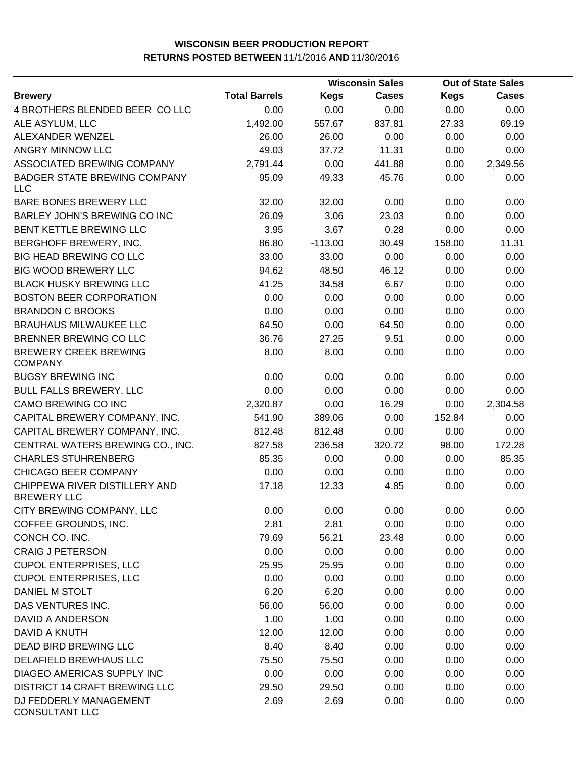**WISCONSIN BEER PRODUCTION REPORT**
**RETURNS POSTED BETWEEN** 11/1/2016 **AND** 11/30/2016

| Brewery | Total Barrels | Wisconsin Sales Kegs | Wisconsin Sales Cases | Out of State Sales Kegs | Out of State Sales Cases |
|---|---|---|---|---|---|
| 4 BROTHERS BLENDED BEER CO LLC | 0.00 | 0.00 | 0.00 | 0.00 | 0.00 |
| ALE ASYLUM, LLC | 1,492.00 | 557.67 | 837.81 | 27.33 | 69.19 |
| ALEXANDER WENZEL | 26.00 | 26.00 | 0.00 | 0.00 | 0.00 |
| ANGRY MINNOW LLC | 49.03 | 37.72 | 11.31 | 0.00 | 0.00 |
| ASSOCIATED BREWING COMPANY | 2,791.44 | 0.00 | 441.88 | 0.00 | 2,349.56 |
| BADGER STATE BREWING COMPANY LLC | 95.09 | 49.33 | 45.76 | 0.00 | 0.00 |
| BARE BONES BREWERY LLC | 32.00 | 32.00 | 0.00 | 0.00 | 0.00 |
| BARLEY JOHN'S BREWING CO INC | 26.09 | 3.06 | 23.03 | 0.00 | 0.00 |
| BENT KETTLE BREWING LLC | 3.95 | 3.67 | 0.28 | 0.00 | 0.00 |
| BERGHOFF BREWERY, INC. | 86.80 | -113.00 | 30.49 | 158.00 | 11.31 |
| BIG HEAD BREWING CO LLC | 33.00 | 33.00 | 0.00 | 0.00 | 0.00 |
| BIG WOOD BREWERY LLC | 94.62 | 48.50 | 46.12 | 0.00 | 0.00 |
| BLACK HUSKY BREWING LLC | 41.25 | 34.58 | 6.67 | 0.00 | 0.00 |
| BOSTON BEER CORPORATION | 0.00 | 0.00 | 0.00 | 0.00 | 0.00 |
| BRANDON C BROOKS | 0.00 | 0.00 | 0.00 | 0.00 | 0.00 |
| BRAUHAUS MILWAUKEE LLC | 64.50 | 0.00 | 64.50 | 0.00 | 0.00 |
| BRENNER BREWING CO LLC | 36.76 | 27.25 | 9.51 | 0.00 | 0.00 |
| BREWERY CREEK BREWING COMPANY | 8.00 | 8.00 | 0.00 | 0.00 | 0.00 |
| BUGSY BREWING INC | 0.00 | 0.00 | 0.00 | 0.00 | 0.00 |
| BULL FALLS BREWERY, LLC | 0.00 | 0.00 | 0.00 | 0.00 | 0.00 |
| CAMO BREWING CO INC | 2,320.87 | 0.00 | 16.29 | 0.00 | 2,304.58 |
| CAPITAL BREWERY COMPANY, INC. | 541.90 | 389.06 | 0.00 | 152.84 | 0.00 |
| CAPITAL BREWERY COMPANY, INC. | 812.48 | 812.48 | 0.00 | 0.00 | 0.00 |
| CENTRAL WATERS BREWING CO., INC. | 827.58 | 236.58 | 320.72 | 98.00 | 172.28 |
| CHARLES STUHRENBERG | 85.35 | 0.00 | 0.00 | 0.00 | 85.35 |
| CHICAGO BEER COMPANY | 0.00 | 0.00 | 0.00 | 0.00 | 0.00 |
| CHIPPEWA RIVER DISTILLERY AND BREWERY LLC | 17.18 | 12.33 | 4.85 | 0.00 | 0.00 |
| CITY BREWING COMPANY, LLC | 0.00 | 0.00 | 0.00 | 0.00 | 0.00 |
| COFFEE GROUNDS, INC. | 2.81 | 2.81 | 0.00 | 0.00 | 0.00 |
| CONCH CO. INC. | 79.69 | 56.21 | 23.48 | 0.00 | 0.00 |
| CRAIG J PETERSON | 0.00 | 0.00 | 0.00 | 0.00 | 0.00 |
| CUPOL ENTERPRISES, LLC | 25.95 | 25.95 | 0.00 | 0.00 | 0.00 |
| CUPOL ENTERPRISES, LLC | 0.00 | 0.00 | 0.00 | 0.00 | 0.00 |
| DANIEL M STOLT | 6.20 | 6.20 | 0.00 | 0.00 | 0.00 |
| DAS VENTURES INC. | 56.00 | 56.00 | 0.00 | 0.00 | 0.00 |
| DAVID A ANDERSON | 1.00 | 1.00 | 0.00 | 0.00 | 0.00 |
| DAVID A KNUTH | 12.00 | 12.00 | 0.00 | 0.00 | 0.00 |
| DEAD BIRD BREWING LLC | 8.40 | 8.40 | 0.00 | 0.00 | 0.00 |
| DELAFIELD BREWHAUS LLC | 75.50 | 75.50 | 0.00 | 0.00 | 0.00 |
| DIAGEO AMERICAS SUPPLY INC | 0.00 | 0.00 | 0.00 | 0.00 | 0.00 |
| DISTRICT 14 CRAFT BREWING LLC | 29.50 | 29.50 | 0.00 | 0.00 | 0.00 |
| DJ FEDDERLY MANAGEMENT CONSULTANT LLC | 2.69 | 2.69 | 0.00 | 0.00 | 0.00 |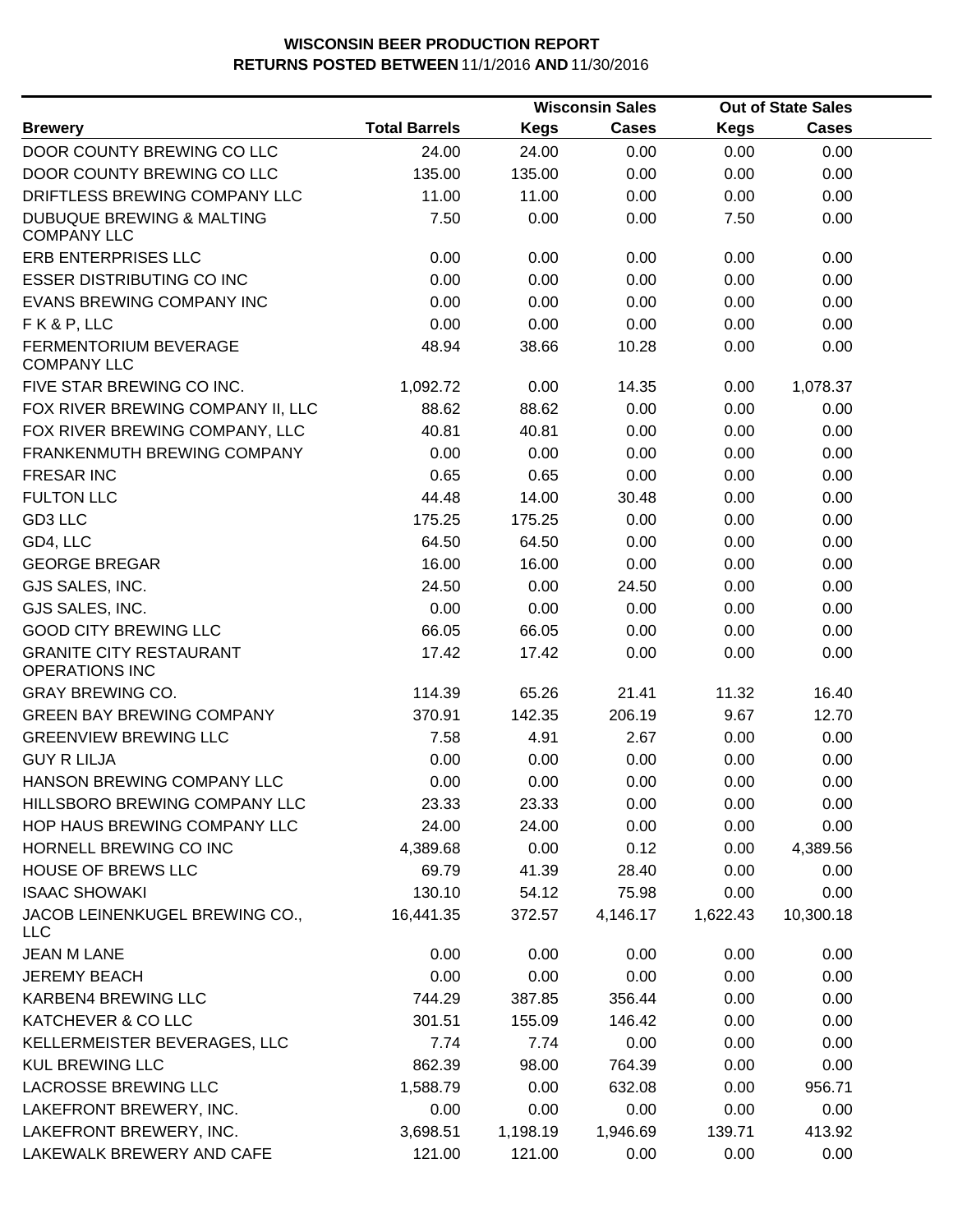**WISCONSIN BEER PRODUCTION REPORT**
**RETURNS POSTED BETWEEN 11/1/2016 AND 11/30/2016**

| Brewery | Total Barrels | Wisconsin Sales Kegs | Wisconsin Sales Cases | Out of State Sales Kegs | Out of State Sales Cases |
|---|---|---|---|---|---|
| DOOR COUNTY BREWING CO LLC | 24.00 | 24.00 | 0.00 | 0.00 | 0.00 |
| DOOR COUNTY BREWING CO LLC | 135.00 | 135.00 | 0.00 | 0.00 | 0.00 |
| DRIFTLESS BREWING COMPANY LLC | 11.00 | 11.00 | 0.00 | 0.00 | 0.00 |
| DUBUQUE BREWING & MALTING COMPANY LLC | 7.50 | 0.00 | 0.00 | 7.50 | 0.00 |
| ERB ENTERPRISES LLC | 0.00 | 0.00 | 0.00 | 0.00 | 0.00 |
| ESSER DISTRIBUTING CO INC | 0.00 | 0.00 | 0.00 | 0.00 | 0.00 |
| EVANS BREWING COMPANY INC | 0.00 | 0.00 | 0.00 | 0.00 | 0.00 |
| F K & P, LLC | 0.00 | 0.00 | 0.00 | 0.00 | 0.00 |
| FERMENTORIUM BEVERAGE COMPANY LLC | 48.94 | 38.66 | 10.28 | 0.00 | 0.00 |
| FIVE STAR BREWING CO INC. | 1,092.72 | 0.00 | 14.35 | 0.00 | 1,078.37 |
| FOX RIVER BREWING COMPANY II, LLC | 88.62 | 88.62 | 0.00 | 0.00 | 0.00 |
| FOX RIVER BREWING COMPANY, LLC | 40.81 | 40.81 | 0.00 | 0.00 | 0.00 |
| FRANKENMUTH BREWING COMPANY | 0.00 | 0.00 | 0.00 | 0.00 | 0.00 |
| FRESAR INC | 0.65 | 0.65 | 0.00 | 0.00 | 0.00 |
| FULTON LLC | 44.48 | 14.00 | 30.48 | 0.00 | 0.00 |
| GD3 LLC | 175.25 | 175.25 | 0.00 | 0.00 | 0.00 |
| GD4, LLC | 64.50 | 64.50 | 0.00 | 0.00 | 0.00 |
| GEORGE BREGAR | 16.00 | 16.00 | 0.00 | 0.00 | 0.00 |
| GJS SALES, INC. | 24.50 | 0.00 | 24.50 | 0.00 | 0.00 |
| GJS SALES, INC. | 0.00 | 0.00 | 0.00 | 0.00 | 0.00 |
| GOOD CITY BREWING LLC | 66.05 | 66.05 | 0.00 | 0.00 | 0.00 |
| GRANITE CITY RESTAURANT OPERATIONS INC | 17.42 | 17.42 | 0.00 | 0.00 | 0.00 |
| GRAY BREWING CO. | 114.39 | 65.26 | 21.41 | 11.32 | 16.40 |
| GREEN BAY BREWING COMPANY | 370.91 | 142.35 | 206.19 | 9.67 | 12.70 |
| GREENVIEW BREWING LLC | 7.58 | 4.91 | 2.67 | 0.00 | 0.00 |
| GUY R LILJA | 0.00 | 0.00 | 0.00 | 0.00 | 0.00 |
| HANSON BREWING COMPANY LLC | 0.00 | 0.00 | 0.00 | 0.00 | 0.00 |
| HILLSBORO BREWING COMPANY LLC | 23.33 | 23.33 | 0.00 | 0.00 | 0.00 |
| HOP HAUS BREWING COMPANY LLC | 24.00 | 24.00 | 0.00 | 0.00 | 0.00 |
| HORNELL BREWING CO INC | 4,389.68 | 0.00 | 0.12 | 0.00 | 4,389.56 |
| HOUSE OF BREWS LLC | 69.79 | 41.39 | 28.40 | 0.00 | 0.00 |
| ISAAC SHOWAKI | 130.10 | 54.12 | 75.98 | 0.00 | 0.00 |
| JACOB LEINENKUGEL BREWING CO., LLC | 16,441.35 | 372.57 | 4,146.17 | 1,622.43 | 10,300.18 |
| JEAN M LANE | 0.00 | 0.00 | 0.00 | 0.00 | 0.00 |
| JEREMY BEACH | 0.00 | 0.00 | 0.00 | 0.00 | 0.00 |
| KARBEN4 BREWING LLC | 744.29 | 387.85 | 356.44 | 0.00 | 0.00 |
| KATCHEVER & CO LLC | 301.51 | 155.09 | 146.42 | 0.00 | 0.00 |
| KELLERMEISTER BEVERAGES, LLC | 7.74 | 7.74 | 0.00 | 0.00 | 0.00 |
| KUL BREWING LLC | 862.39 | 98.00 | 764.39 | 0.00 | 0.00 |
| LACROSSE BREWING LLC | 1,588.79 | 0.00 | 632.08 | 0.00 | 956.71 |
| LAKEFRONT BREWERY, INC. | 0.00 | 0.00 | 0.00 | 0.00 | 0.00 |
| LAKEFRONT BREWERY, INC. | 3,698.51 | 1,198.19 | 1,946.69 | 139.71 | 413.92 |
| LAKEWALK BREWERY AND CAFE | 121.00 | 121.00 | 0.00 | 0.00 | 0.00 |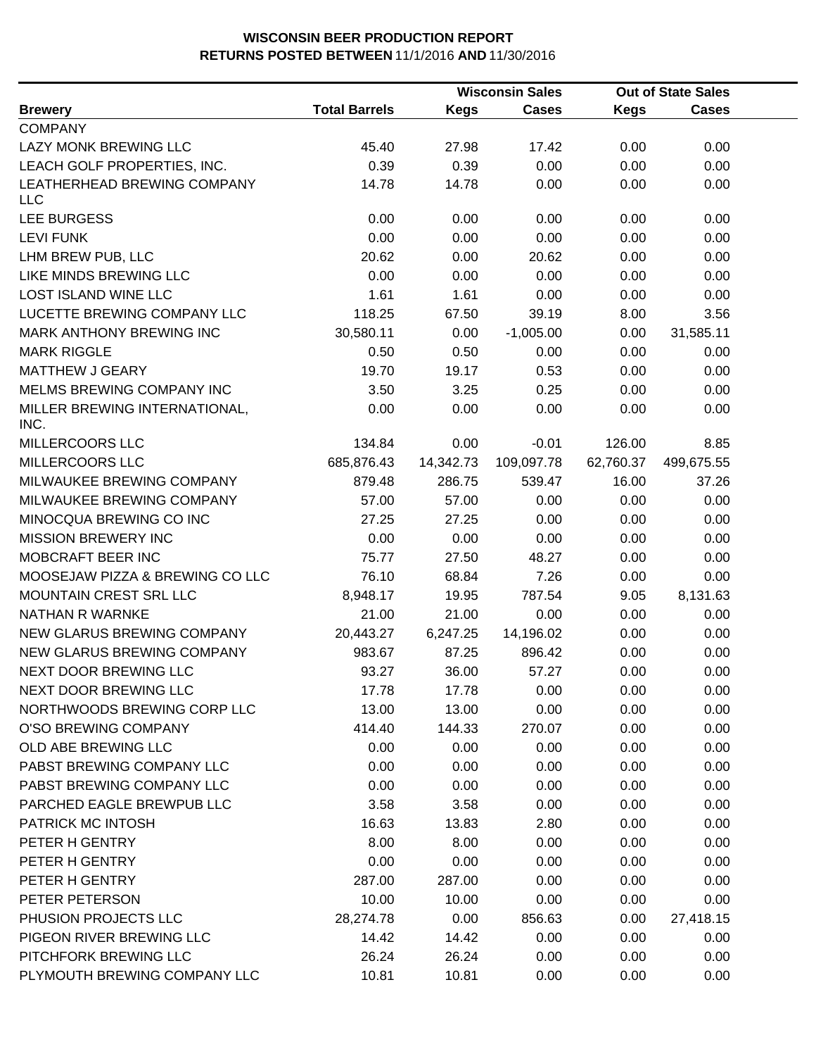# WISCONSIN BEER PRODUCTION REPORT
## RETURNS POSTED BETWEEN 11/1/2016 AND 11/30/2016

| | | Wisconsin Sales | | Out of State Sales | |
|---|---|---|---|---|---|
| **Brewery** | **Total Barrels** | **Kegs** | **Cases** | **Kegs** | **Cases** |
| COMPANY | | | | | |
| LAZY MONK BREWING LLC | 45.40 | 27.98 | 17.42 | 0.00 | 0.00 |
| LEACH GOLF PROPERTIES, INC. | 0.39 | 0.39 | 0.00 | 0.00 | 0.00 |
| LEATHERHEAD BREWING COMPANY LLC | 14.78 | 14.78 | 0.00 | 0.00 | 0.00 |
| LEE BURGESS | 0.00 | 0.00 | 0.00 | 0.00 | 0.00 |
| LEVI FUNK | 0.00 | 0.00 | 0.00 | 0.00 | 0.00 |
| LHM BREW PUB, LLC | 20.62 | 0.00 | 20.62 | 0.00 | 0.00 |
| LIKE MINDS BREWING LLC | 0.00 | 0.00 | 0.00 | 0.00 | 0.00 |
| LOST ISLAND WINE LLC | 1.61 | 1.61 | 0.00 | 0.00 | 0.00 |
| LUCETTE BREWING COMPANY LLC | 118.25 | 67.50 | 39.19 | 8.00 | 3.56 |
| MARK ANTHONY BREWING INC | 30,580.11 | 0.00 | -1,005.00 | 0.00 | 31,585.11 |
| MARK RIGGLE | 0.50 | 0.50 | 0.00 | 0.00 | 0.00 |
| MATTHEW J GEARY | 19.70 | 19.17 | 0.53 | 0.00 | 0.00 |
| MELMS BREWING COMPANY INC | 3.50 | 3.25 | 0.25 | 0.00 | 0.00 |
| MILLER BREWING INTERNATIONAL, INC. | 0.00 | 0.00 | 0.00 | 0.00 | 0.00 |
| MILLERCOORS LLC | 134.84 | 0.00 | -0.01 | 126.00 | 8.85 |
| MILLERCOORS LLC | 685,876.43 | 14,342.73 | 109,097.78 | 62,760.37 | 499,675.55 |
| MILWAUKEE BREWING COMPANY | 879.48 | 286.75 | 539.47 | 16.00 | 37.26 |
| MILWAUKEE BREWING COMPANY | 57.00 | 57.00 | 0.00 | 0.00 | 0.00 |
| MINOCQUA BREWING CO INC | 27.25 | 27.25 | 0.00 | 0.00 | 0.00 |
| MISSION BREWERY INC | 0.00 | 0.00 | 0.00 | 0.00 | 0.00 |
| MOBCRAFT BEER INC | 75.77 | 27.50 | 48.27 | 0.00 | 0.00 |
| MOOSEJAW PIZZA & BREWING CO LLC | 76.10 | 68.84 | 7.26 | 0.00 | 0.00 |
| MOUNTAIN CREST SRL LLC | 8,948.17 | 19.95 | 787.54 | 9.05 | 8,131.63 |
| NATHAN R WARNKE | 21.00 | 21.00 | 0.00 | 0.00 | 0.00 |
| NEW GLARUS BREWING COMPANY | 20,443.27 | 6,247.25 | 14,196.02 | 0.00 | 0.00 |
| NEW GLARUS BREWING COMPANY | 983.67 | 87.25 | 896.42 | 0.00 | 0.00 |
| NEXT DOOR BREWING LLC | 93.27 | 36.00 | 57.27 | 0.00 | 0.00 |
| NEXT DOOR BREWING LLC | 17.78 | 17.78 | 0.00 | 0.00 | 0.00 |
| NORTHWOODS BREWING CORP LLC | 13.00 | 13.00 | 0.00 | 0.00 | 0.00 |
| O'SO BREWING COMPANY | 414.40 | 144.33 | 270.07 | 0.00 | 0.00 |
| OLD ABE BREWING LLC | 0.00 | 0.00 | 0.00 | 0.00 | 0.00 |
| PABST BREWING COMPANY LLC | 0.00 | 0.00 | 0.00 | 0.00 | 0.00 |
| PABST BREWING COMPANY LLC | 0.00 | 0.00 | 0.00 | 0.00 | 0.00 |
| PARCHED EAGLE BREWPUB LLC | 3.58 | 3.58 | 0.00 | 0.00 | 0.00 |
| PATRICK MC INTOSH | 16.63 | 13.83 | 2.80 | 0.00 | 0.00 |
| PETER H GENTRY | 8.00 | 8.00 | 0.00 | 0.00 | 0.00 |
| PETER H GENTRY | 0.00 | 0.00 | 0.00 | 0.00 | 0.00 |
| PETER H GENTRY | 287.00 | 287.00 | 0.00 | 0.00 | 0.00 |
| PETER PETERSON | 10.00 | 10.00 | 0.00 | 0.00 | 0.00 |
| PHUSION PROJECTS LLC | 28,274.78 | 0.00 | 856.63 | 0.00 | 27,418.15 |
| PIGEON RIVER BREWING LLC | 14.42 | 14.42 | 0.00 | 0.00 | 0.00 |
| PITCHFORK BREWING LLC | 26.24 | 26.24 | 0.00 | 0.00 | 0.00 |
| PLYMOUTH BREWING COMPANY LLC | 10.81 | 10.81 | 0.00 | 0.00 | 0.00 |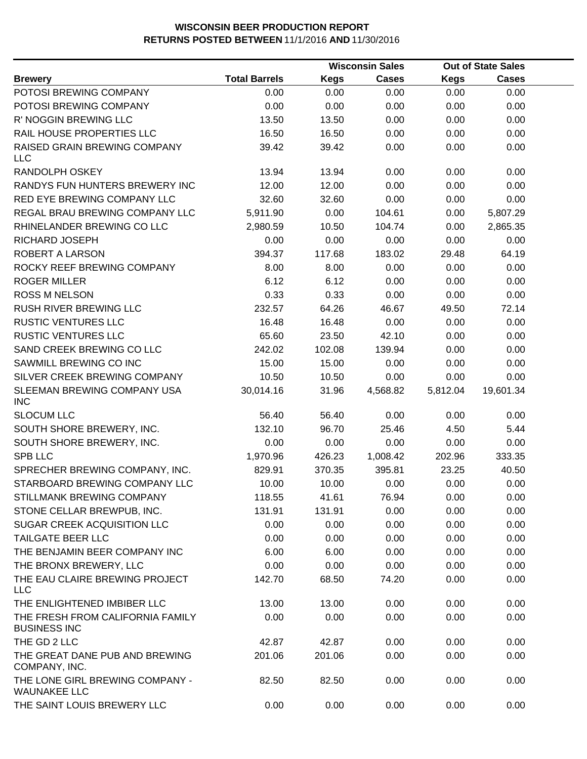**WISCONSIN BEER PRODUCTION REPORT**
**RETURNS POSTED BETWEEN 11/1/2016 AND 11/30/2016**

| | | Wisconsin Sales | | Out of State Sales | |
|---|---|---|---|---|---|
| **Brewery** | **Total Barrels** | **Kegs** | **Cases** | **Kegs** | **Cases** |
| POTOSI BREWING COMPANY | 0.00 | 0.00 | 0.00 | 0.00 | 0.00 |
| POTOSI BREWING COMPANY | 0.00 | 0.00 | 0.00 | 0.00 | 0.00 |
| R' NOGGIN BREWING LLC | 13.50 | 13.50 | 0.00 | 0.00 | 0.00 |
| RAIL HOUSE PROPERTIES LLC | 16.50 | 16.50 | 0.00 | 0.00 | 0.00 |
| RAISED GRAIN BREWING COMPANY LLC | 39.42 | 39.42 | 0.00 | 0.00 | 0.00 |
| RANDOLPH OSKEY | 13.94 | 13.94 | 0.00 | 0.00 | 0.00 |
| RANDYS FUN HUNTERS BREWERY INC | 12.00 | 12.00 | 0.00 | 0.00 | 0.00 |
| RED EYE BREWING COMPANY LLC | 32.60 | 32.60 | 0.00 | 0.00 | 0.00 |
| REGAL BRAU BREWING COMPANY LLC | 5,911.90 | 0.00 | 104.61 | 0.00 | 5,807.29 |
| RHINELANDER BREWING CO LLC | 2,980.59 | 10.50 | 104.74 | 0.00 | 2,865.35 |
| RICHARD JOSEPH | 0.00 | 0.00 | 0.00 | 0.00 | 0.00 |
| ROBERT A LARSON | 394.37 | 117.68 | 183.02 | 29.48 | 64.19 |
| ROCKY REEF BREWING COMPANY | 8.00 | 8.00 | 0.00 | 0.00 | 0.00 |
| ROGER MILLER | 6.12 | 6.12 | 0.00 | 0.00 | 0.00 |
| ROSS M NELSON | 0.33 | 0.33 | 0.00 | 0.00 | 0.00 |
| RUSH RIVER BREWING LLC | 232.57 | 64.26 | 46.67 | 49.50 | 72.14 |
| RUSTIC VENTURES LLC | 16.48 | 16.48 | 0.00 | 0.00 | 0.00 |
| RUSTIC VENTURES LLC | 65.60 | 23.50 | 42.10 | 0.00 | 0.00 |
| SAND CREEK BREWING CO LLC | 242.02 | 102.08 | 139.94 | 0.00 | 0.00 |
| SAWMILL BREWING CO INC | 15.00 | 15.00 | 0.00 | 0.00 | 0.00 |
| SILVER CREEK BREWING COMPANY | 10.50 | 10.50 | 0.00 | 0.00 | 0.00 |
| SLEEMAN BREWING COMPANY USA INC | 30,014.16 | 31.96 | 4,568.82 | 5,812.04 | 19,601.34 |
| SLOCUM LLC | 56.40 | 56.40 | 0.00 | 0.00 | 0.00 |
| SOUTH SHORE BREWERY, INC. | 132.10 | 96.70 | 25.46 | 4.50 | 5.44 |
| SOUTH SHORE BREWERY, INC. | 0.00 | 0.00 | 0.00 | 0.00 | 0.00 |
| SPB LLC | 1,970.96 | 426.23 | 1,008.42 | 202.96 | 333.35 |
| SPRECHER BREWING COMPANY, INC. | 829.91 | 370.35 | 395.81 | 23.25 | 40.50 |
| STARBOARD BREWING COMPANY LLC | 10.00 | 10.00 | 0.00 | 0.00 | 0.00 |
| STILLMANK BREWING COMPANY | 118.55 | 41.61 | 76.94 | 0.00 | 0.00 |
| STONE CELLAR BREWPUB, INC. | 131.91 | 131.91 | 0.00 | 0.00 | 0.00 |
| SUGAR CREEK ACQUISITION LLC | 0.00 | 0.00 | 0.00 | 0.00 | 0.00 |
| TAILGATE BEER LLC | 0.00 | 0.00 | 0.00 | 0.00 | 0.00 |
| THE BENJAMIN BEER COMPANY INC | 6.00 | 6.00 | 0.00 | 0.00 | 0.00 |
| THE BRONX BREWERY, LLC | 0.00 | 0.00 | 0.00 | 0.00 | 0.00 |
| THE EAU CLAIRE BREWING PROJECT LLC | 142.70 | 68.50 | 74.20 | 0.00 | 0.00 |
| THE ENLIGHTENED IMBIBER LLC | 13.00 | 13.00 | 0.00 | 0.00 | 0.00 |
| THE FRESH FROM CALIFORNIA FAMILY BUSINESS INC | 0.00 | 0.00 | 0.00 | 0.00 | 0.00 |
| THE GD 2 LLC | 42.87 | 42.87 | 0.00 | 0.00 | 0.00 |
| THE GREAT DANE PUB AND BREWING COMPANY, INC. | 201.06 | 201.06 | 0.00 | 0.00 | 0.00 |
| THE LONE GIRL BREWING COMPANY - WAUNAKEE LLC | 82.50 | 82.50 | 0.00 | 0.00 | 0.00 |
| THE SAINT LOUIS BREWERY LLC | 0.00 | 0.00 | 0.00 | 0.00 | 0.00 |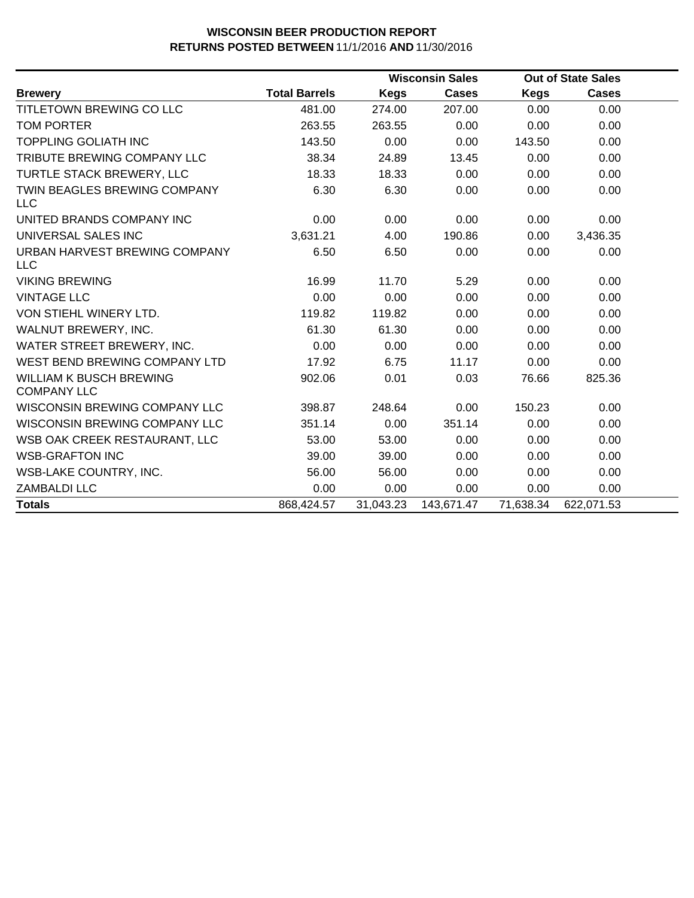**WISCONSIN BEER PRODUCTION REPORT**
**RETURNS POSTED BETWEEN** 11/1/2016 **AND** 11/30/2016

| | | Wisconsin Sales | | Out of State Sales | |
|---|---|---|---|---|---|
| **Brewery** | **Total Barrels** | **Kegs** | **Cases** | **Kegs** | **Cases** |
| TITLETOWN BREWING CO LLC | 481.00 | 274.00 | 207.00 | 0.00 | 0.00 |
| TOM PORTER | 263.55 | 263.55 | 0.00 | 0.00 | 0.00 |
| TOPPLING GOLIATH INC | 143.50 | 0.00 | 0.00 | 143.50 | 0.00 |
| TRIBUTE BREWING COMPANY LLC | 38.34 | 24.89 | 13.45 | 0.00 | 0.00 |
| TURTLE STACK BREWERY, LLC | 18.33 | 18.33 | 0.00 | 0.00 | 0.00 |
| TWIN BEAGLES BREWING COMPANY LLC | 6.30 | 6.30 | 0.00 | 0.00 | 0.00 |
| UNITED BRANDS COMPANY INC | 0.00 | 0.00 | 0.00 | 0.00 | 0.00 |
| UNIVERSAL SALES INC | 3,631.21 | 4.00 | 190.86 | 0.00 | 3,436.35 |
| URBAN HARVEST BREWING COMPANY LLC | 6.50 | 6.50 | 0.00 | 0.00 | 0.00 |
| VIKING BREWING | 16.99 | 11.70 | 5.29 | 0.00 | 0.00 |
| VINTAGE LLC | 0.00 | 0.00 | 0.00 | 0.00 | 0.00 |
| VON STIEHL WINERY LTD. | 119.82 | 119.82 | 0.00 | 0.00 | 0.00 |
| WALNUT BREWERY, INC. | 61.30 | 61.30 | 0.00 | 0.00 | 0.00 |
| WATER STREET BREWERY, INC. | 0.00 | 0.00 | 0.00 | 0.00 | 0.00 |
| WEST BEND BREWING COMPANY LTD | 17.92 | 6.75 | 11.17 | 0.00 | 0.00 |
| WILLIAM K BUSCH BREWING COMPANY LLC | 902.06 | 0.01 | 0.03 | 76.66 | 825.36 |
| WISCONSIN BREWING COMPANY LLC | 398.87 | 248.64 | 0.00 | 150.23 | 0.00 |
| WISCONSIN BREWING COMPANY LLC | 351.14 | 0.00 | 351.14 | 0.00 | 0.00 |
| WSB OAK CREEK RESTAURANT, LLC | 53.00 | 53.00 | 0.00 | 0.00 | 0.00 |
| WSB-GRAFTON INC | 39.00 | 39.00 | 0.00 | 0.00 | 0.00 |
| WSB-LAKE COUNTRY, INC. | 56.00 | 56.00 | 0.00 | 0.00 | 0.00 |
| ZAMBALDI LLC | 0.00 | 0.00 | 0.00 | 0.00 | 0.00 |
| **Totals** | 868,424.57 | 31,043.23 | 143,671.47 | 71,638.34 | 622,071.53 |